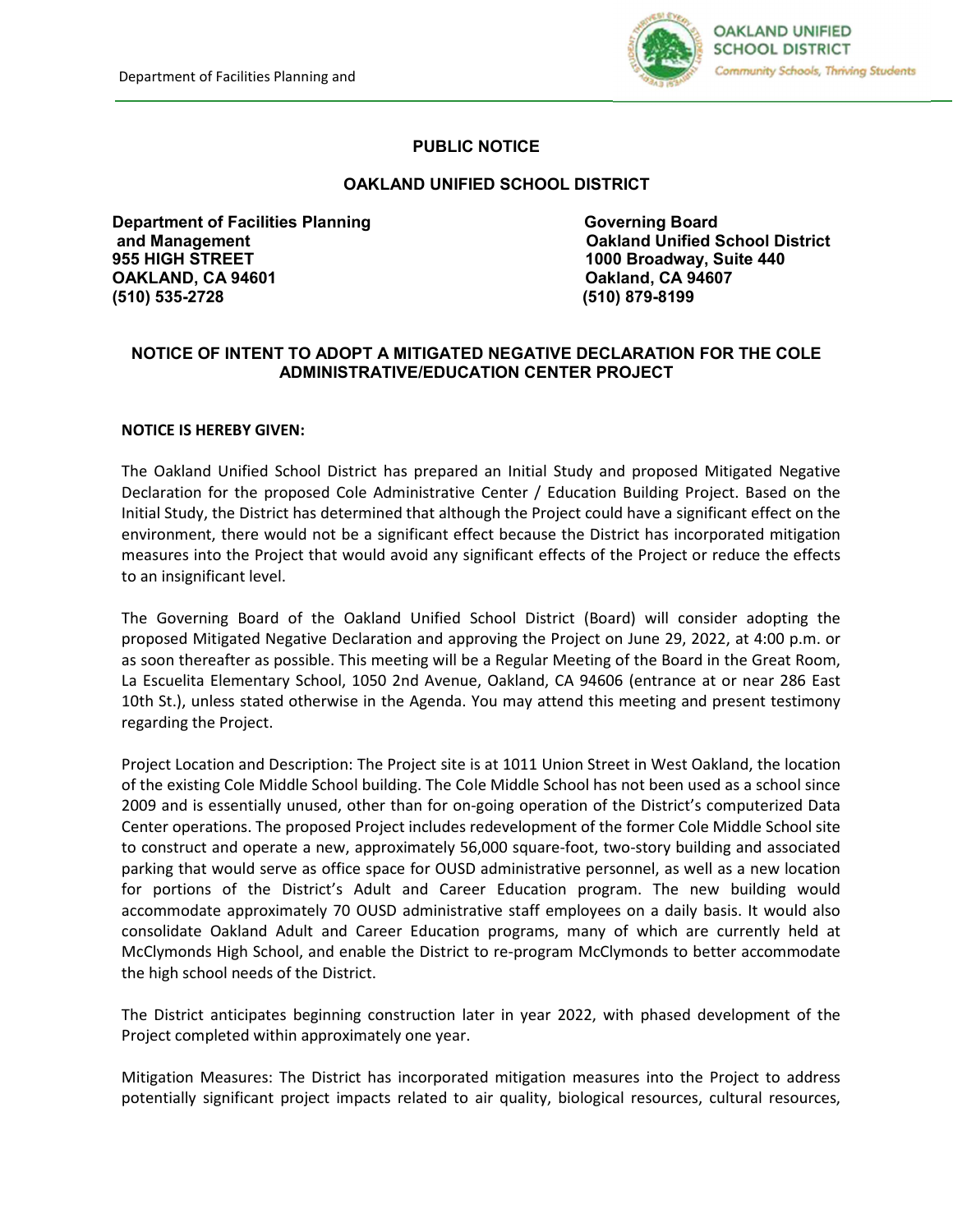Department of Facilities Planning and

**OAKLAND UNIFIED SCHOOL DISTRICT**
*Community Schools, Thriving Students*

## PUBLIC NOTICE

## OAKLAND UNIFIED SCHOOL DISTRICT

**Department of Facilities Planning and Management**
**955 HIGH STREET**
**OAKLAND, CA 94601**
**(510) 535-2728**

**Governing Board**
**Oakland Unified School District**
**1000 Broadway, Suite 440**
**Oakland, CA 94607**
**(510) 879-8199**

### NOTICE OF INTENT TO ADOPT A MITIGATED NEGATIVE DECLARATION FOR THE COLE ADMINISTRATIVE/EDUCATION CENTER PROJECT

**NOTICE IS HEREBY GIVEN:**

The Oakland Unified School District has prepared an Initial Study and proposed Mitigated Negative Declaration for the proposed Cole Administrative Center / Education Building Project. Based on the Initial Study, the District has determined that although the Project could have a significant effect on the environment, there would not be a significant effect because the District has incorporated mitigation measures into the Project that would avoid any significant effects of the Project or reduce the effects to an insignificant level.

The Governing Board of the Oakland Unified School District (Board) will consider adopting the proposed Mitigated Negative Declaration and approving the Project on June 29, 2022, at 4:00 p.m. or as soon thereafter as possible. This meeting will be a Regular Meeting of the Board in the Great Room, La Escuelita Elementary School, 1050 2nd Avenue, Oakland, CA 94606 (entrance at or near 286 East 10th St.), unless stated otherwise in the Agenda. You may attend this meeting and present testimony regarding the Project.

Project Location and Description: The Project site is at 1011 Union Street in West Oakland, the location of the existing Cole Middle School building. The Cole Middle School has not been used as a school since 2009 and is essentially unused, other than for on-going operation of the District's computerized Data Center operations. The proposed Project includes redevelopment of the former Cole Middle School site to construct and operate a new, approximately 56,000 square-foot, two-story building and associated parking that would serve as office space for OUSD administrative personnel, as well as a new location for portions of the District's Adult and Career Education program. The new building would accommodate approximately 70 OUSD administrative staff employees on a daily basis. It would also consolidate Oakland Adult and Career Education programs, many of which are currently held at McClymonds High School, and enable the District to re-program McClymonds to better accommodate the high school needs of the District.

The District anticipates beginning construction later in year 2022, with phased development of the Project completed within approximately one year.

Mitigation Measures: The District has incorporated mitigation measures into the Project to address potentially significant project impacts related to air quality, biological resources, cultural resources,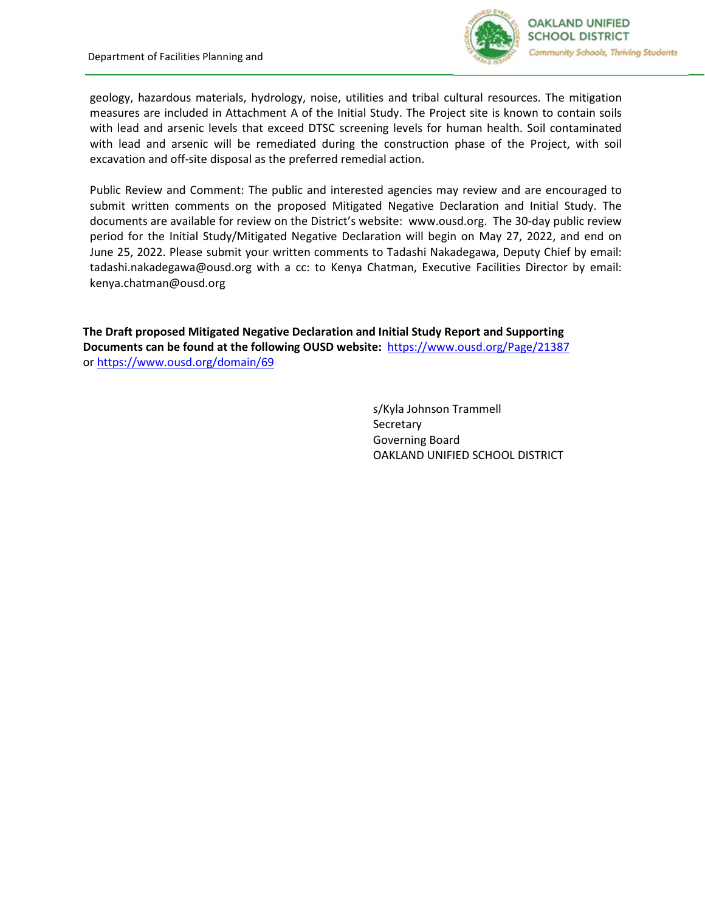geology, hazardous materials, hydrology, noise, utilities and tribal cultural resources. The mitigation measures are included in Attachment A of the Initial Study. The Project site is known to contain soils with lead and arsenic levels that exceed DTSC screening levels for human health. Soil contaminated with lead and arsenic will be remediated during the construction phase of the Project, with soil excavation and off-site disposal as the preferred remedial action.

Public Review and Comment: The public and interested agencies may review and are encouraged to submit written comments on the proposed Mitigated Negative Declaration and Initial Study. The documents are available for review on the District's website: www.ousd.org. The 30-day public review period for the Initial Study/Mitigated Negative Declaration will begin on May 27, 2022, and end on June 25, 2022. Please submit your written comments to Tadashi Nakadegawa, Deputy Chief by email: tadashi.nakadegawa@ousd.org with a cc: to Kenya Chatman, Executive Facilities Director by email: kenya.chatman@ousd.org

**The Draft proposed Mitigated Negative Declaration and Initial Study Report and Supporting Documents can be found at the following OUSD website:** https://www.ousd.org/Page/21387 or https://www.ousd.org/domain/69

s/Kyla Johnson Trammell
Secretary
Governing Board
OAKLAND UNIFIED SCHOOL DISTRICT